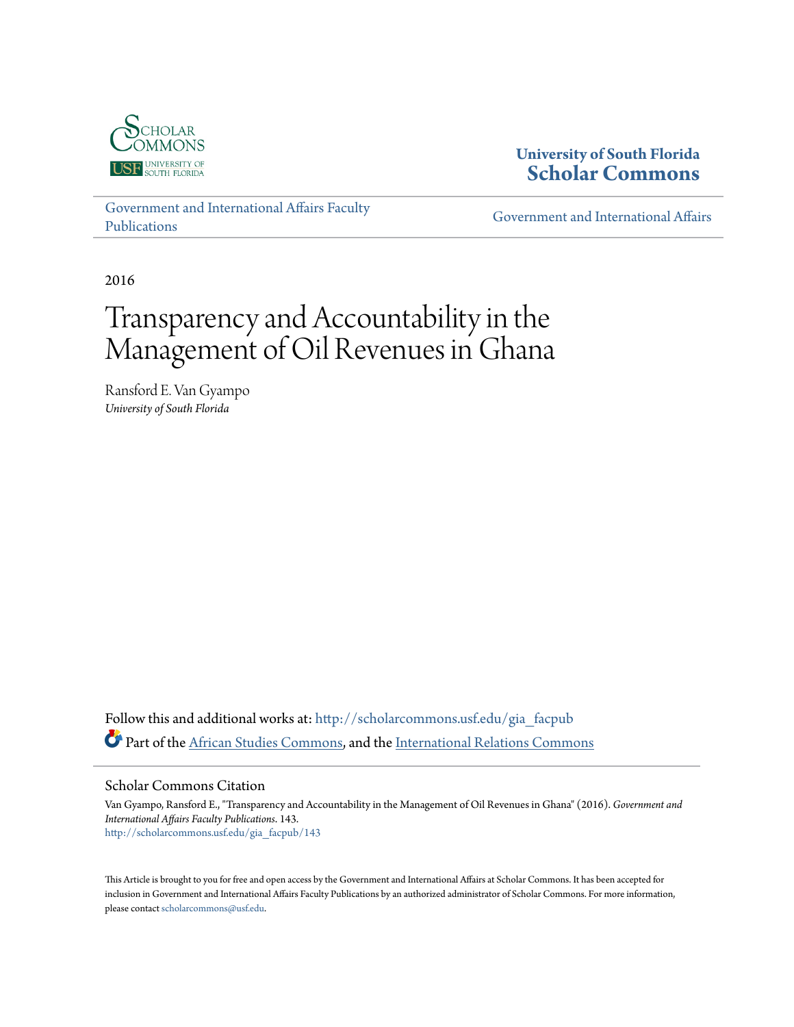University of South Florida
**Scholar Commons**

Government and International Affairs Faculty Publications

Government and International Affairs

2016

# Transparency and Accountability in the Management of Oil Revenues in Ghana

Ransford E. Van Gyampo
*University of South Florida*

Follow this and additional works at: http://scholarcommons.usf.edu/gia_facpub

Part of the African Studies Commons, and the International Relations Commons

## Scholar Commons Citation

Van Gyampo, Ransford E., "Transparency and Accountability in the Management of Oil Revenues in Ghana" (2016). *Government and International Affairs Faculty Publications*. 143.
http://scholarcommons.usf.edu/gia_facpub/143

This Article is brought to you for free and open access by the Government and International Affairs at Scholar Commons. It has been accepted for inclusion in Government and International Affairs Faculty Publications by an authorized administrator of Scholar Commons. For more information, please contact scholarcommons@usf.edu.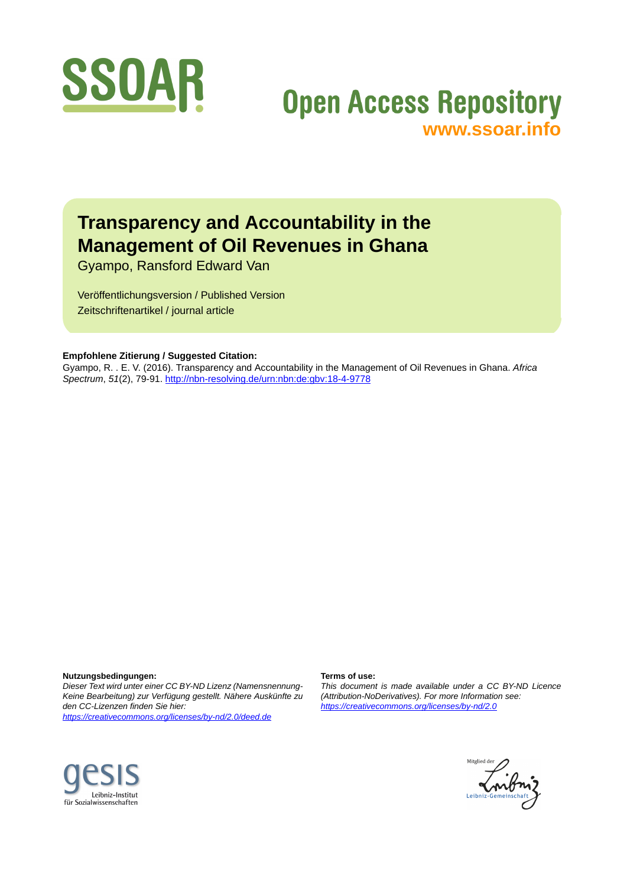SSOAR

Open Access Repository
www.ssoar.info

# Transparency and Accountability in the Management of Oil Revenues in Ghana

Gyampo, Ransford Edward Van

Veröffentlichungsversion / Published Version
Zeitschriftenartikel / journal article

**Empfohlene Zitierung / Suggested Citation:**
Gyampo, R. . E. V. (2016). Transparency and Accountability in the Management of Oil Revenues in Ghana. *Africa Spectrum*, *51*(2), 79-91. http://nbn-resolving.de/urn:nbn:de:gbv:18-4-9778

**Nutzungsbedingungen:**
*Dieser Text wird unter einer CC BY-ND Lizenz (Namensnennung-Keine Bearbeitung) zur Verfügung gestellt. Nähere Auskünfte zu den CC-Lizenzen finden Sie hier:*
*https://creativecommons.org/licenses/by-nd/2.0/deed.de*

**Terms of use:**
*This document is made available under a CC BY-ND Licence (Attribution-NoDerivatives). For more Information see:*
*https://creativecommons.org/licenses/by-nd/2.0*

gesis
Leibniz-Institut
für Sozialwissenschaften

Mitglied der
Leibniz-Gemeinschaft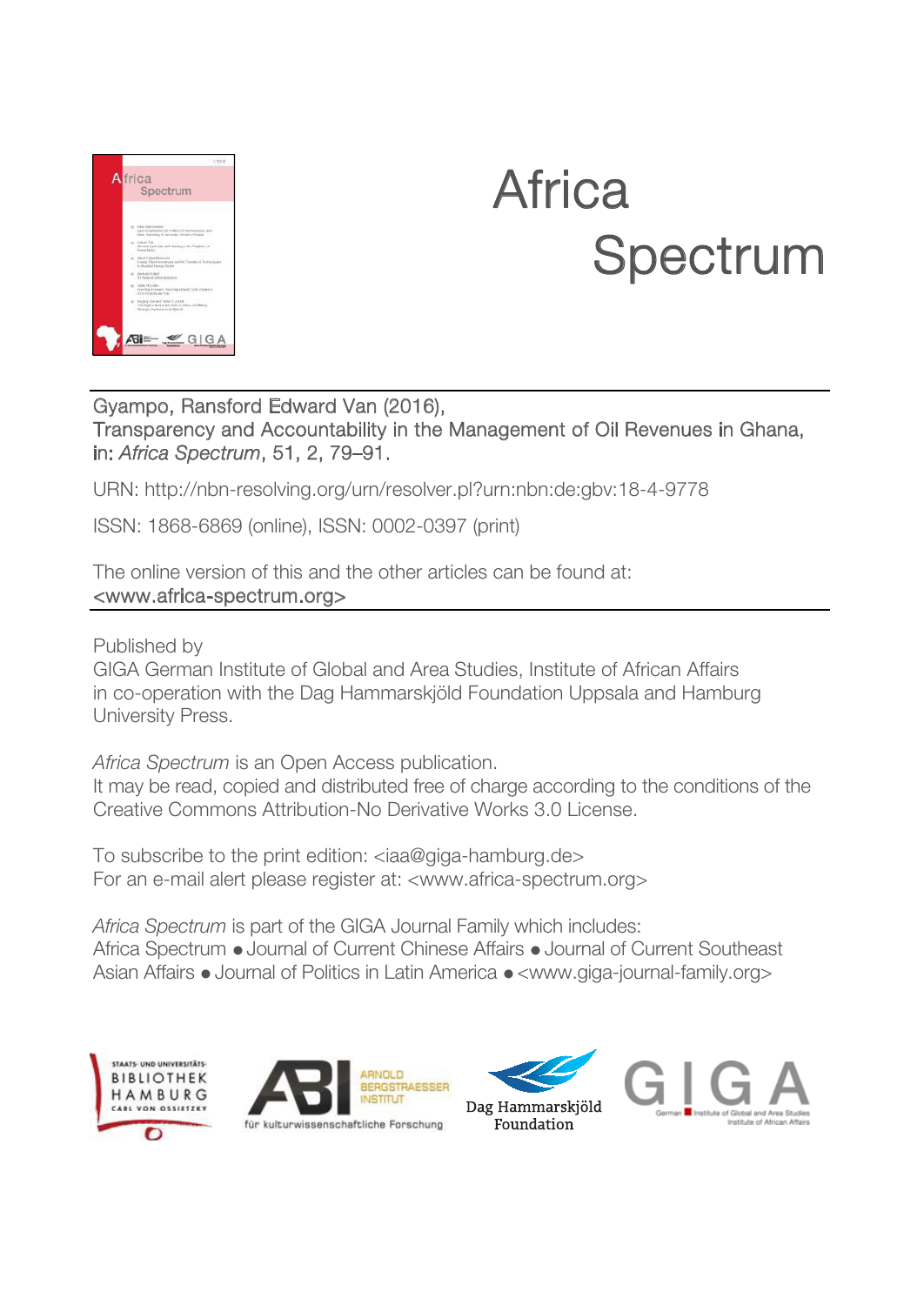# Africa Spectrum

Gyampo, Ransford Edward Van (2016),
Transparency and Accountability in the Management of Oil Revenues in Ghana,
in: *Africa Spectrum*, 51, 2, 79–91.

URN: http://nbn-resolving.org/urn/resolver.pl?urn:nbn:de:gbv:18-4-9778

ISSN: 1868-6869 (online), ISSN: 0002-0397 (print)

The online version of this and the other articles can be found at:
<www.africa-spectrum.org>

Published by
GIGA German Institute of Global and Area Studies, Institute of African Affairs in co-operation with the Dag Hammarskjöld Foundation Uppsala and Hamburg University Press.

*Africa Spectrum* is an Open Access publication.
It may be read, copied and distributed free of charge according to the conditions of the Creative Commons Attribution-No Derivative Works 3.0 License.

To subscribe to the print edition: <iaa@giga-hamburg.de>
For an e-mail alert please register at: <www.africa-spectrum.org>

*Africa Spectrum* is part of the GIGA Journal Family which includes:
Africa Spectrum ● Journal of Current Chinese Affairs ● Journal of Current Southeast Asian Affairs ● Journal of Politics in Latin America ● <www.giga-journal-family.org>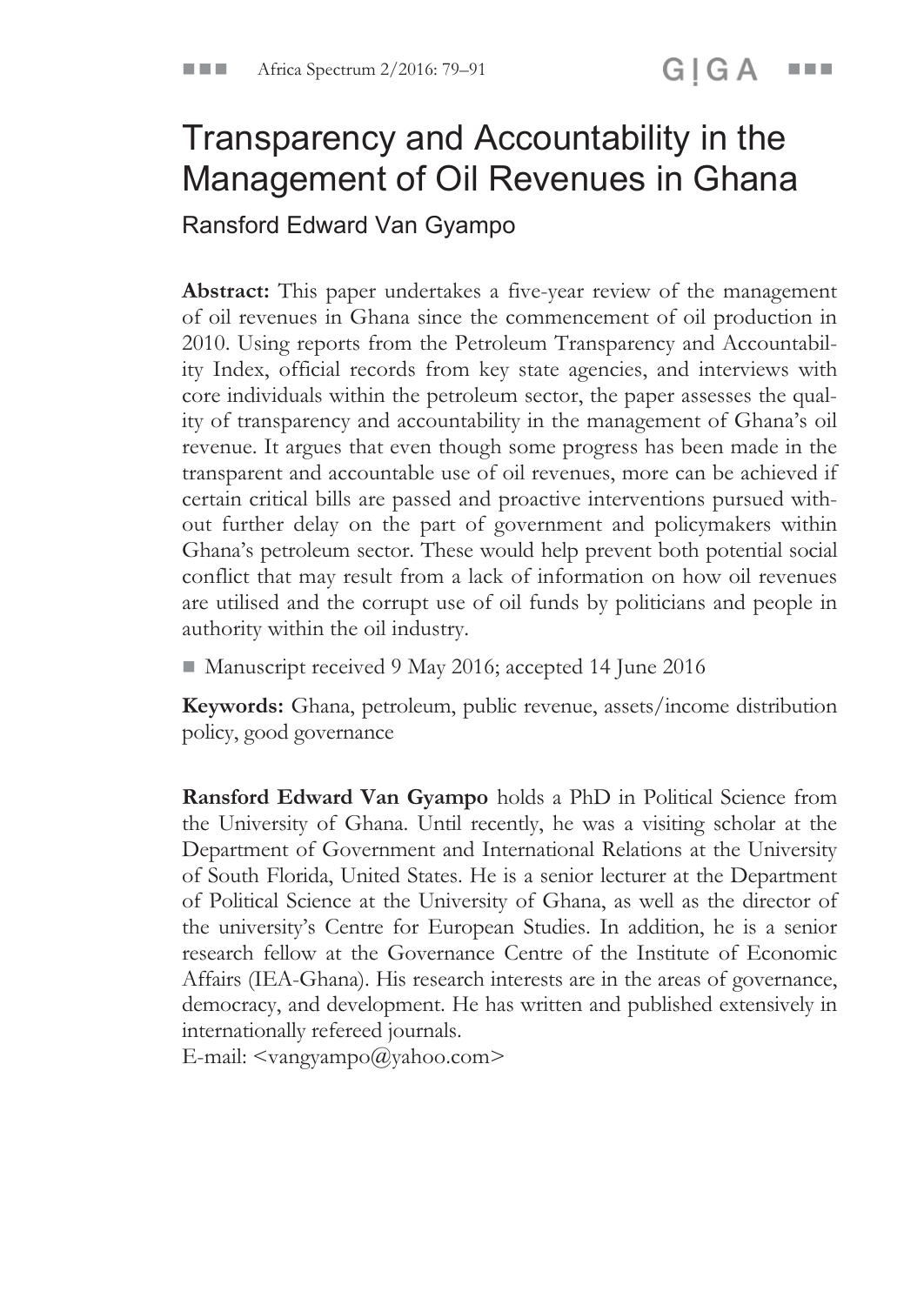# Transparency and Accountability in the Management of Oil Revenues in Ghana

Ransford Edward Van Gyampo

**Abstract:** This paper undertakes a five-year review of the management of oil revenues in Ghana since the commencement of oil production in 2010. Using reports from the Petroleum Transparency and Accountability Index, official records from key state agencies, and interviews with core individuals within the petroleum sector, the paper assesses the quality of transparency and accountability in the management of Ghana's oil revenue. It argues that even though some progress has been made in the transparent and accountable use of oil revenues, more can be achieved if certain critical bills are passed and proactive interventions pursued without further delay on the part of government and policymakers within Ghana's petroleum sector. These would help prevent both potential social conflict that may result from a lack of information on how oil revenues are utilised and the corrupt use of oil funds by politicians and people in authority within the oil industry.

■ Manuscript received 9 May 2016; accepted 14 June 2016

**Keywords:** Ghana, petroleum, public revenue, assets/income distribution policy, good governance

**Ransford Edward Van Gyampo** holds a PhD in Political Science from the University of Ghana. Until recently, he was a visiting scholar at the Department of Government and International Relations at the University of South Florida, United States. He is a senior lecturer at the Department of Political Science at the University of Ghana, as well as the director of the university's Centre for European Studies. In addition, he is a senior research fellow at the Governance Centre of the Institute of Economic Affairs (IEA-Ghana). His research interests are in the areas of governance, democracy, and development. He has written and published extensively in internationally refereed journals.
E-mail: <vangyampo@yahoo.com>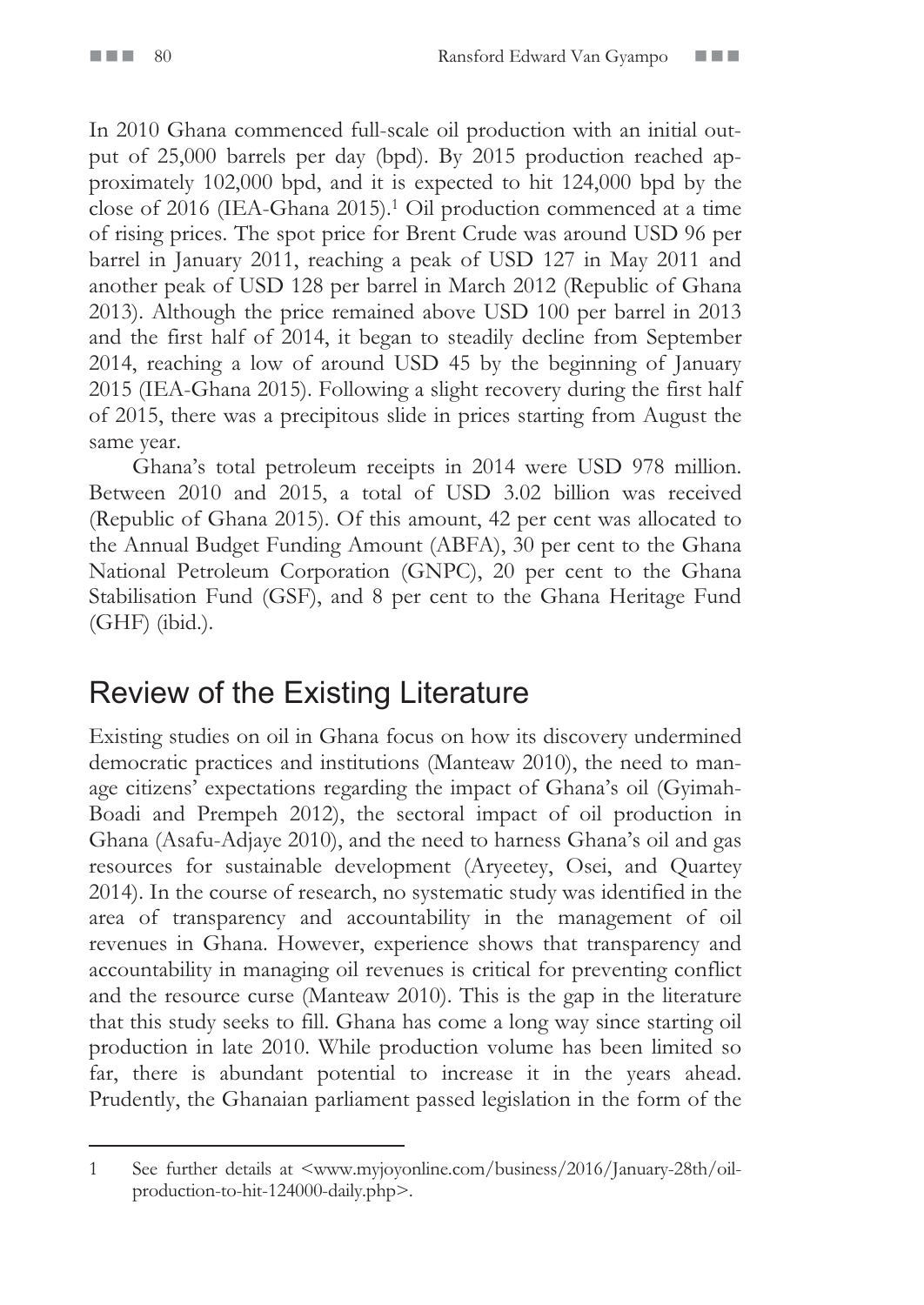In 2010 Ghana commenced full-scale oil production with an initial output of 25,000 barrels per day (bpd). By 2015 production reached approximately 102,000 bpd, and it is expected to hit 124,000 bpd by the close of 2016 (IEA-Ghana 2015).[1] Oil production commenced at a time of rising prices. The spot price for Brent Crude was around USD 96 per barrel in January 2011, reaching a peak of USD 127 in May 2011 and another peak of USD 128 per barrel in March 2012 (Republic of Ghana 2013). Although the price remained above USD 100 per barrel in 2013 and the first half of 2014, it began to steadily decline from September 2014, reaching a low of around USD 45 by the beginning of January 2015 (IEA-Ghana 2015). Following a slight recovery during the first half of 2015, there was a precipitous slide in prices starting from August the same year.

Ghana's total petroleum receipts in 2014 were USD 978 million. Between 2010 and 2015, a total of USD 3.02 billion was received (Republic of Ghana 2015). Of this amount, 42 per cent was allocated to the Annual Budget Funding Amount (ABFA), 30 per cent to the Ghana National Petroleum Corporation (GNPC), 20 per cent to the Ghana Stabilisation Fund (GSF), and 8 per cent to the Ghana Heritage Fund (GHF) (ibid.).

## Review of the Existing Literature

Existing studies on oil in Ghana focus on how its discovery undermined democratic practices and institutions (Manteaw 2010), the need to manage citizens' expectations regarding the impact of Ghana's oil (Gyimah-Boadi and Prempeh 2012), the sectoral impact of oil production in Ghana (Asafu-Adjaye 2010), and the need to harness Ghana's oil and gas resources for sustainable development (Aryeetey, Osei, and Quartey 2014). In the course of research, no systematic study was identified in the area of transparency and accountability in the management of oil revenues in Ghana. However, experience shows that transparency and accountability in managing oil revenues is critical for preventing conflict and the resource curse (Manteaw 2010). This is the gap in the literature that this study seeks to fill. Ghana has come a long way since starting oil production in late 2010. While production volume has been limited so far, there is abundant potential to increase it in the years ahead. Prudently, the Ghanaian parliament passed legislation in the form of the

---

1 See further details at <www.myjoyonline.com/business/2016/January-28th/oil-production-to-hit-124000-daily.php>.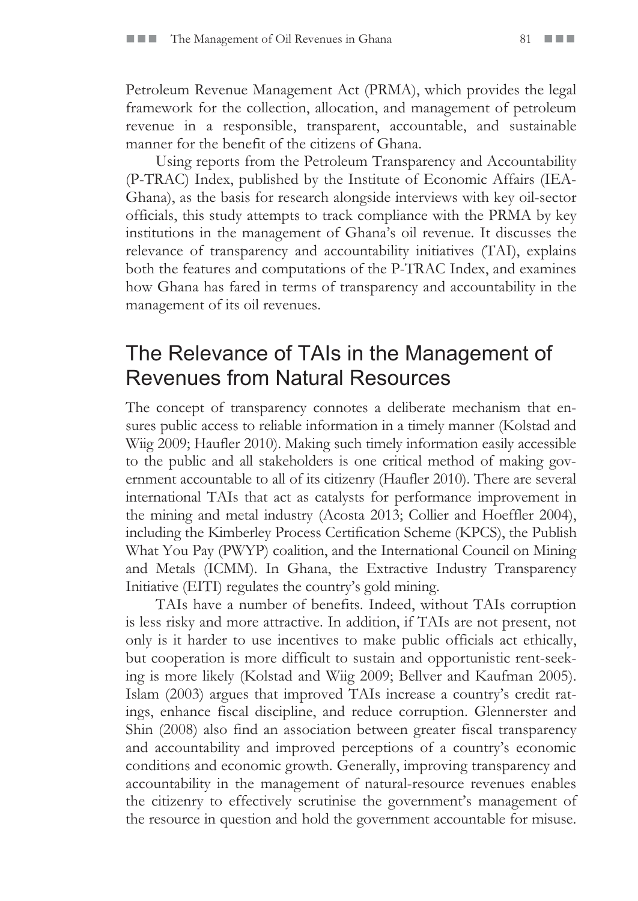Petroleum Revenue Management Act (PRMA), which provides the legal framework for the collection, allocation, and management of petroleum revenue in a responsible, transparent, accountable, and sustainable manner for the benefit of the citizens of Ghana.

Using reports from the Petroleum Transparency and Accountability (P-TRAC) Index, published by the Institute of Economic Affairs (IEA-Ghana), as the basis for research alongside interviews with key oil-sector officials, this study attempts to track compliance with the PRMA by key institutions in the management of Ghana's oil revenue. It discusses the relevance of transparency and accountability initiatives (TAI), explains both the features and computations of the P-TRAC Index, and examines how Ghana has fared in terms of transparency and accountability in the management of its oil revenues.

## The Relevance of TAIs in the Management of Revenues from Natural Resources

The concept of transparency connotes a deliberate mechanism that ensures public access to reliable information in a timely manner (Kolstad and Wiig 2009; Haufler 2010). Making such timely information easily accessible to the public and all stakeholders is one critical method of making government accountable to all of its citizenry (Haufler 2010). There are several international TAIs that act as catalysts for performance improvement in the mining and metal industry (Acosta 2013; Collier and Hoeffler 2004), including the Kimberley Process Certification Scheme (KPCS), the Publish What You Pay (PWYP) coalition, and the International Council on Mining and Metals (ICMM). In Ghana, the Extractive Industry Transparency Initiative (EITI) regulates the country's gold mining.

TAIs have a number of benefits. Indeed, without TAIs corruption is less risky and more attractive. In addition, if TAIs are not present, not only is it harder to use incentives to make public officials act ethically, but cooperation is more difficult to sustain and opportunistic rent-seeking is more likely (Kolstad and Wiig 2009; Bellver and Kaufman 2005). Islam (2003) argues that improved TAIs increase a country's credit ratings, enhance fiscal discipline, and reduce corruption. Glennerster and Shin (2008) also find an association between greater fiscal transparency and accountability and improved perceptions of a country's economic conditions and economic growth. Generally, improving transparency and accountability in the management of natural-resource revenues enables the citizenry to effectively scrutinise the government's management of the resource in question and hold the government accountable for misuse.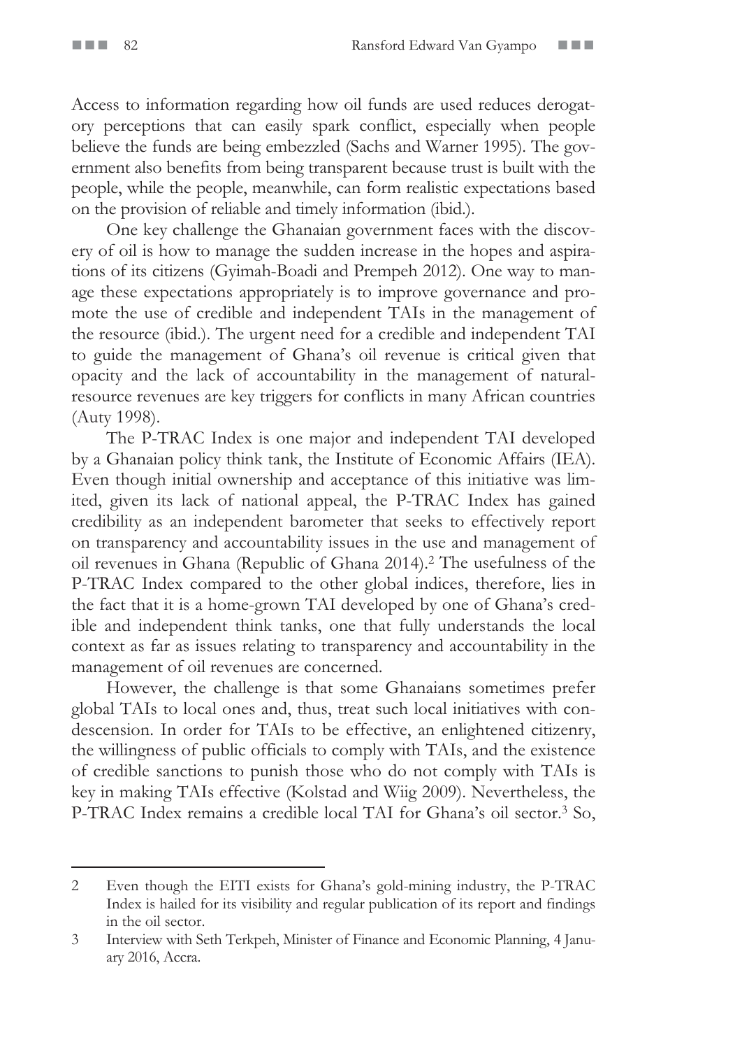Access to information regarding how oil funds are used reduces derogatory perceptions that can easily spark conflict, especially when people believe the funds are being embezzled (Sachs and Warner 1995). The government also benefits from being transparent because trust is built with the people, while the people, meanwhile, can form realistic expectations based on the provision of reliable and timely information (ibid.).

One key challenge the Ghanaian government faces with the discovery of oil is how to manage the sudden increase in the hopes and aspirations of its citizens (Gyimah-Boadi and Prempeh 2012). One way to manage these expectations appropriately is to improve governance and promote the use of credible and independent TAIs in the management of the resource (ibid.). The urgent need for a credible and independent TAI to guide the management of Ghana's oil revenue is critical given that opacity and the lack of accountability in the management of natural-resource revenues are key triggers for conflicts in many African countries (Auty 1998).

The P-TRAC Index is one major and independent TAI developed by a Ghanaian policy think tank, the Institute of Economic Affairs (IEA). Even though initial ownership and acceptance of this initiative was limited, given its lack of national appeal, the P-TRAC Index has gained credibility as an independent barometer that seeks to effectively report on transparency and accountability issues in the use and management of oil revenues in Ghana (Republic of Ghana 2014).[2] The usefulness of the P-TRAC Index compared to the other global indices, therefore, lies in the fact that it is a home-grown TAI developed by one of Ghana's credible and independent think tanks, one that fully understands the local context as far as issues relating to transparency and accountability in the management of oil revenues are concerned.

However, the challenge is that some Ghanaians sometimes prefer global TAIs to local ones and, thus, treat such local initiatives with condescension. In order for TAIs to be effective, an enlightened citizenry, the willingness of public officials to comply with TAIs, and the existence of credible sanctions to punish those who do not comply with TAIs is key in making TAIs effective (Kolstad and Wiig 2009). Nevertheless, the P-TRAC Index remains a credible local TAI for Ghana's oil sector.[3] So,

---

2 Even though the EITI exists for Ghana's gold-mining industry, the P-TRAC Index is hailed for its visibility and regular publication of its report and findings in the oil sector.

3 Interview with Seth Terkpeh, Minister of Finance and Economic Planning, 4 January 2016, Accra.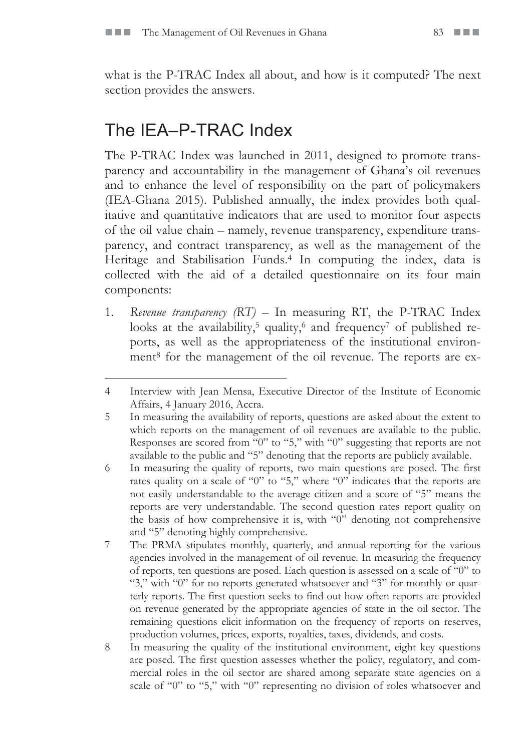what is the P-TRAC Index all about, and how is it computed? The next section provides the answers.

## The IEA–P-TRAC Index

The P-TRAC Index was launched in 2011, designed to promote transparency and accountability in the management of Ghana's oil revenues and to enhance the level of responsibility on the part of policymakers (IEA-Ghana 2015). Published annually, the index provides both qualitative and quantitative indicators that are used to monitor four aspects of the oil value chain – namely, revenue transparency, expenditure transparency, and contract transparency, as well as the management of the Heritage and Stabilisation Funds.[4] In computing the index, data is collected with the aid of a detailed questionnaire on its four main components:

1. *Revenue transparency (RT)* – In measuring RT, the P-TRAC Index looks at the availability,[5] quality,[6] and frequency[7] of published reports, as well as the appropriateness of the institutional environment[8] for the management of the oil revenue. The reports are ex-

---

4 Interview with Jean Mensa, Executive Director of the Institute of Economic Affairs, 4 January 2016, Accra.

5 In measuring the availability of reports, questions are asked about the extent to which reports on the management of oil revenues are available to the public. Responses are scored from "0" to "5," with "0" suggesting that reports are not available to the public and "5" denoting that the reports are publicly available.

6 In measuring the quality of reports, two main questions are posed. The first rates quality on a scale of "0" to "5," where "0" indicates that the reports are not easily understandable to the average citizen and a score of "5" means the reports are very understandable. The second question rates report quality on the basis of how comprehensive it is, with "0" denoting not comprehensive and "5" denoting highly comprehensive.

7 The PRMA stipulates monthly, quarterly, and annual reporting for the various agencies involved in the management of oil revenue. In measuring the frequency of reports, ten questions are posed. Each question is assessed on a scale of "0" to "3," with "0" for no reports generated whatsoever and "3" for monthly or quarterly reports. The first question seeks to find out how often reports are provided on revenue generated by the appropriate agencies of state in the oil sector. The remaining questions elicit information on the frequency of reports on reserves, production volumes, prices, exports, royalties, taxes, dividends, and costs.

8 In measuring the quality of the institutional environment, eight key questions are posed. The first question assesses whether the policy, regulatory, and commercial roles in the oil sector are shared among separate state agencies on a scale of "0" to "5," with "0" representing no division of roles whatsoever and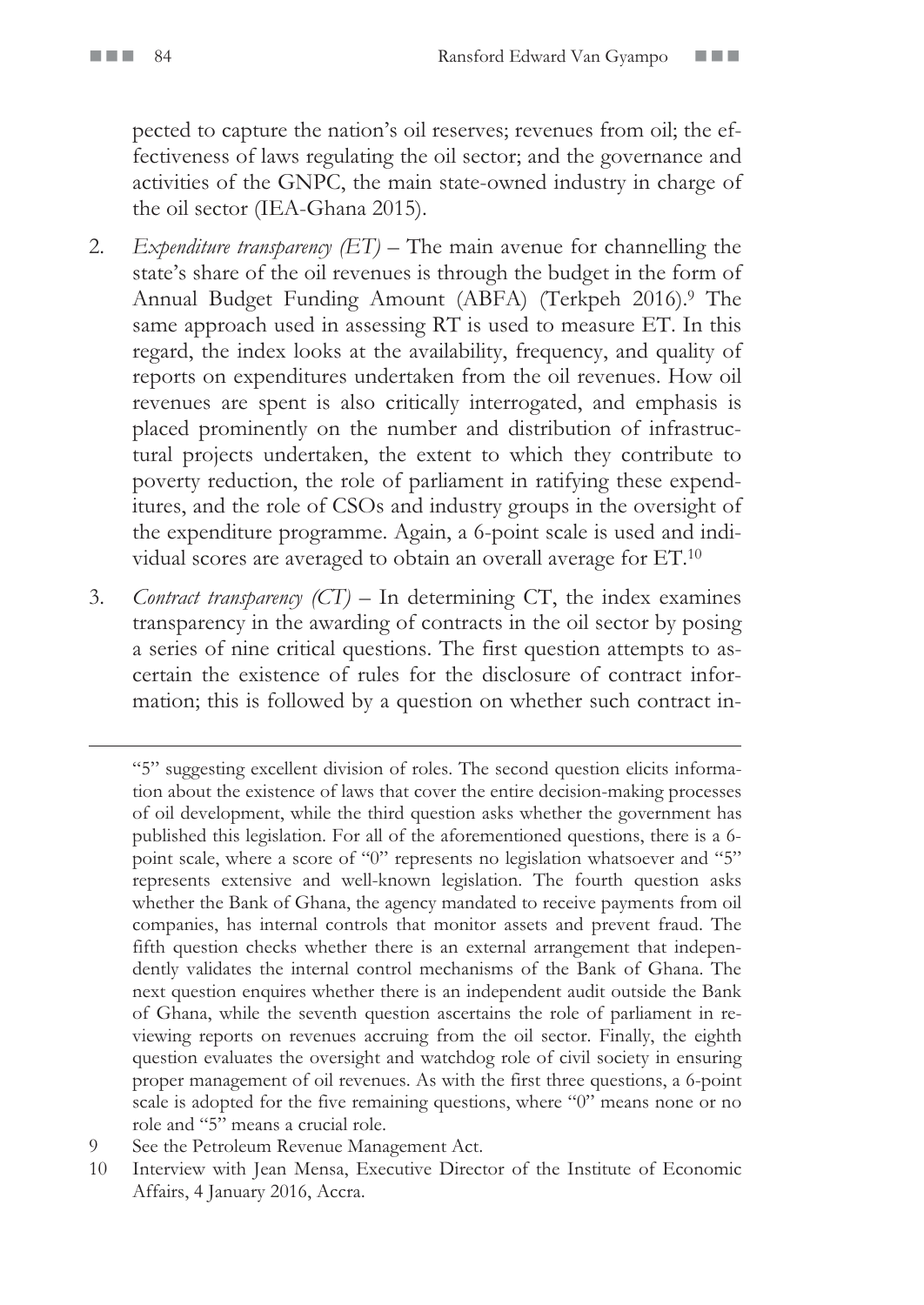pected to capture the nation's oil reserves; revenues from oil; the effectiveness of laws regulating the oil sector; and the governance and activities of the GNPC, the main state-owned industry in charge of the oil sector (IEA-Ghana 2015).

2. *Expenditure transparency (ET)* – The main avenue for channelling the state's share of the oil revenues is through the budget in the form of Annual Budget Funding Amount (ABFA) (Terkpeh 2016).[9] The same approach used in assessing RT is used to measure ET. In this regard, the index looks at the availability, frequency, and quality of reports on expenditures undertaken from the oil revenues. How oil revenues are spent is also critically interrogated, and emphasis is placed prominently on the number and distribution of infrastructural projects undertaken, the extent to which they contribute to poverty reduction, the role of parliament in ratifying these expenditures, and the role of CSOs and industry groups in the oversight of the expenditure programme. Again, a 6-point scale is used and individual scores are averaged to obtain an overall average for ET.[10]

3. *Contract transparency (CT)* – In determining CT, the index examines transparency in the awarding of contracts in the oil sector by posing a series of nine critical questions. The first question attempts to ascertain the existence of rules for the disclosure of contract information; this is followed by a question on whether such contract in-

---

"5" suggesting excellent division of roles. The second question elicits information about the existence of laws that cover the entire decision-making processes of oil development, while the third question asks whether the government has published this legislation. For all of the aforementioned questions, there is a 6-point scale, where a score of "0" represents no legislation whatsoever and "5" represents extensive and well-known legislation. The fourth question asks whether the Bank of Ghana, the agency mandated to receive payments from oil companies, has internal controls that monitor assets and prevent fraud. The fifth question checks whether there is an external arrangement that independently validates the internal control mechanisms of the Bank of Ghana. The next question enquires whether there is an independent audit outside the Bank of Ghana, while the seventh question ascertains the role of parliament in reviewing reports on revenues accruing from the oil sector. Finally, the eighth question evaluates the oversight and watchdog role of civil society in ensuring proper management of oil revenues. As with the first three questions, a 6-point scale is adopted for the five remaining questions, where "0" means none or no role and "5" means a crucial role.

9 See the Petroleum Revenue Management Act.

10 Interview with Jean Mensa, Executive Director of the Institute of Economic Affairs, 4 January 2016, Accra.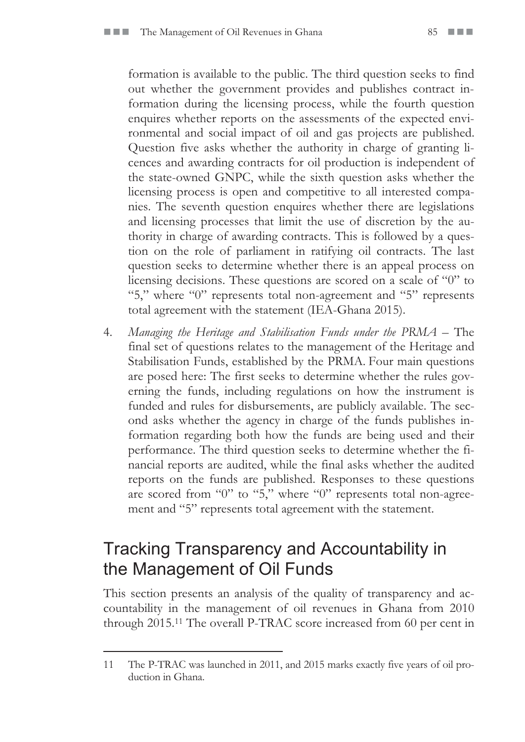formation is available to the public. The third question seeks to find out whether the government provides and publishes contract information during the licensing process, while the fourth question enquires whether reports on the assessments of the expected environmental and social impact of oil and gas projects are published. Question five asks whether the authority in charge of granting licences and awarding contracts for oil production is independent of the state-owned GNPC, while the sixth question asks whether the licensing process is open and competitive to all interested companies. The seventh question enquires whether there are legislations and licensing processes that limit the use of discretion by the authority in charge of awarding contracts. This is followed by a question on the role of parliament in ratifying oil contracts. The last question seeks to determine whether there is an appeal process on licensing decisions. These questions are scored on a scale of "0" to "5," where "0" represents total non-agreement and "5" represents total agreement with the statement (IEA-Ghana 2015).

4. *Managing the Heritage and Stabilisation Funds under the PRMA* – The final set of questions relates to the management of the Heritage and Stabilisation Funds, established by the PRMA. Four main questions are posed here: The first seeks to determine whether the rules governing the funds, including regulations on how the instrument is funded and rules for disbursements, are publicly available. The second asks whether the agency in charge of the funds publishes information regarding both how the funds are being used and their performance. The third question seeks to determine whether the financial reports are audited, while the final asks whether the audited reports on the funds are published. Responses to these questions are scored from "0" to "5," where "0" represents total non-agreement and "5" represents total agreement with the statement.

## Tracking Transparency and Accountability in the Management of Oil Funds

This section presents an analysis of the quality of transparency and accountability in the management of oil revenues in Ghana from 2010 through 2015.[11] The overall P-TRAC score increased from 60 per cent in

---

11 The P-TRAC was launched in 2011, and 2015 marks exactly five years of oil production in Ghana.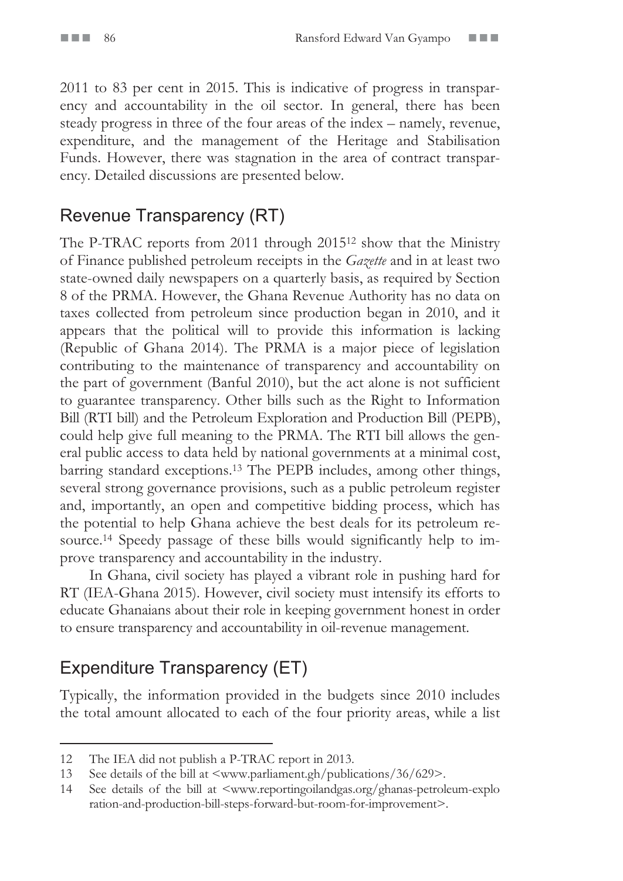2011 to 83 per cent in 2015. This is indicative of progress in transparency and accountability in the oil sector. In general, there has been steady progress in three of the four areas of the index – namely, revenue, expenditure, and the management of the Heritage and Stabilisation Funds. However, there was stagnation in the area of contract transparency. Detailed discussions are presented below.

## Revenue Transparency (RT)

The P-TRAC reports from 2011 through 2015[12] show that the Ministry of Finance published petroleum receipts in the *Gazette* and in at least two state-owned daily newspapers on a quarterly basis, as required by Section 8 of the PRMA. However, the Ghana Revenue Authority has no data on taxes collected from petroleum since production began in 2010, and it appears that the political will to provide this information is lacking (Republic of Ghana 2014). The PRMA is a major piece of legislation contributing to the maintenance of transparency and accountability on the part of government (Banful 2010), but the act alone is not sufficient to guarantee transparency. Other bills such as the Right to Information Bill (RTI bill) and the Petroleum Exploration and Production Bill (PEPB), could help give full meaning to the PRMA. The RTI bill allows the general public access to data held by national governments at a minimal cost, barring standard exceptions.[13] The PEPB includes, among other things, several strong governance provisions, such as a public petroleum register and, importantly, an open and competitive bidding process, which has the potential to help Ghana achieve the best deals for its petroleum resource.[14] Speedy passage of these bills would significantly help to improve transparency and accountability in the industry.

In Ghana, civil society has played a vibrant role in pushing hard for RT (IEA-Ghana 2015). However, civil society must intensify its efforts to educate Ghanaians about their role in keeping government honest in order to ensure transparency and accountability in oil-revenue management.

## Expenditure Transparency (ET)

Typically, the information provided in the budgets since 2010 includes the total amount allocated to each of the four priority areas, while a list

---

12 The IEA did not publish a P-TRAC report in 2013.

13 See details of the bill at <www.parliament.gh/publications/36/629>.

14 See details of the bill at <www.reportingoilandgas.org/ghanas-petroleum-exploration-and-production-bill-steps-forward-but-room-for-improvement>.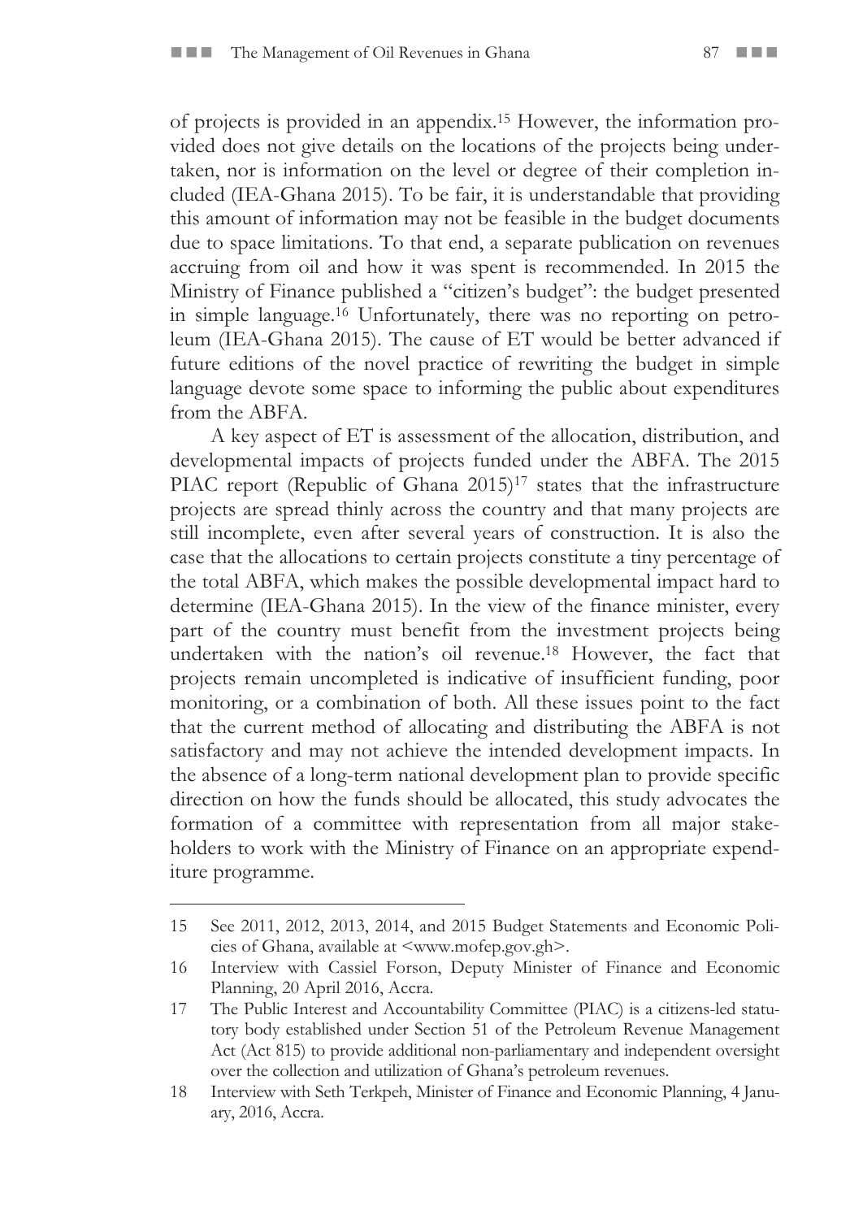of projects is provided in an appendix.[15] However, the information provided does not give details on the locations of the projects being undertaken, nor is information on the level or degree of their completion included (IEA-Ghana 2015). To be fair, it is understandable that providing this amount of information may not be feasible in the budget documents due to space limitations. To that end, a separate publication on revenues accruing from oil and how it was spent is recommended. In 2015 the Ministry of Finance published a "citizen's budget": the budget presented in simple language.[16] Unfortunately, there was no reporting on petroleum (IEA-Ghana 2015). The cause of ET would be better advanced if future editions of the novel practice of rewriting the budget in simple language devote some space to informing the public about expenditures from the ABFA.

A key aspect of ET is assessment of the allocation, distribution, and developmental impacts of projects funded under the ABFA. The 2015 PIAC report (Republic of Ghana 2015)[17] states that the infrastructure projects are spread thinly across the country and that many projects are still incomplete, even after several years of construction. It is also the case that the allocations to certain projects constitute a tiny percentage of the total ABFA, which makes the possible developmental impact hard to determine (IEA-Ghana 2015). In the view of the finance minister, every part of the country must benefit from the investment projects being undertaken with the nation's oil revenue.[18] However, the fact that projects remain uncompleted is indicative of insufficient funding, poor monitoring, or a combination of both. All these issues point to the fact that the current method of allocating and distributing the ABFA is not satisfactory and may not achieve the intended development impacts. In the absence of a long-term national development plan to provide specific direction on how the funds should be allocated, this study advocates the formation of a committee with representation from all major stakeholders to work with the Ministry of Finance on an appropriate expenditure programme.

---

15 See 2011, 2012, 2013, 2014, and 2015 Budget Statements and Economic Policies of Ghana, available at <www.mofep.gov.gh>.

16 Interview with Cassiel Forson, Deputy Minister of Finance and Economic Planning, 20 April 2016, Accra.

17 The Public Interest and Accountability Committee (PIAC) is a citizens-led statutory body established under Section 51 of the Petroleum Revenue Management Act (Act 815) to provide additional non-parliamentary and independent oversight over the collection and utilization of Ghana's petroleum revenues.

18 Interview with Seth Terkpeh, Minister of Finance and Economic Planning, 4 January, 2016, Accra.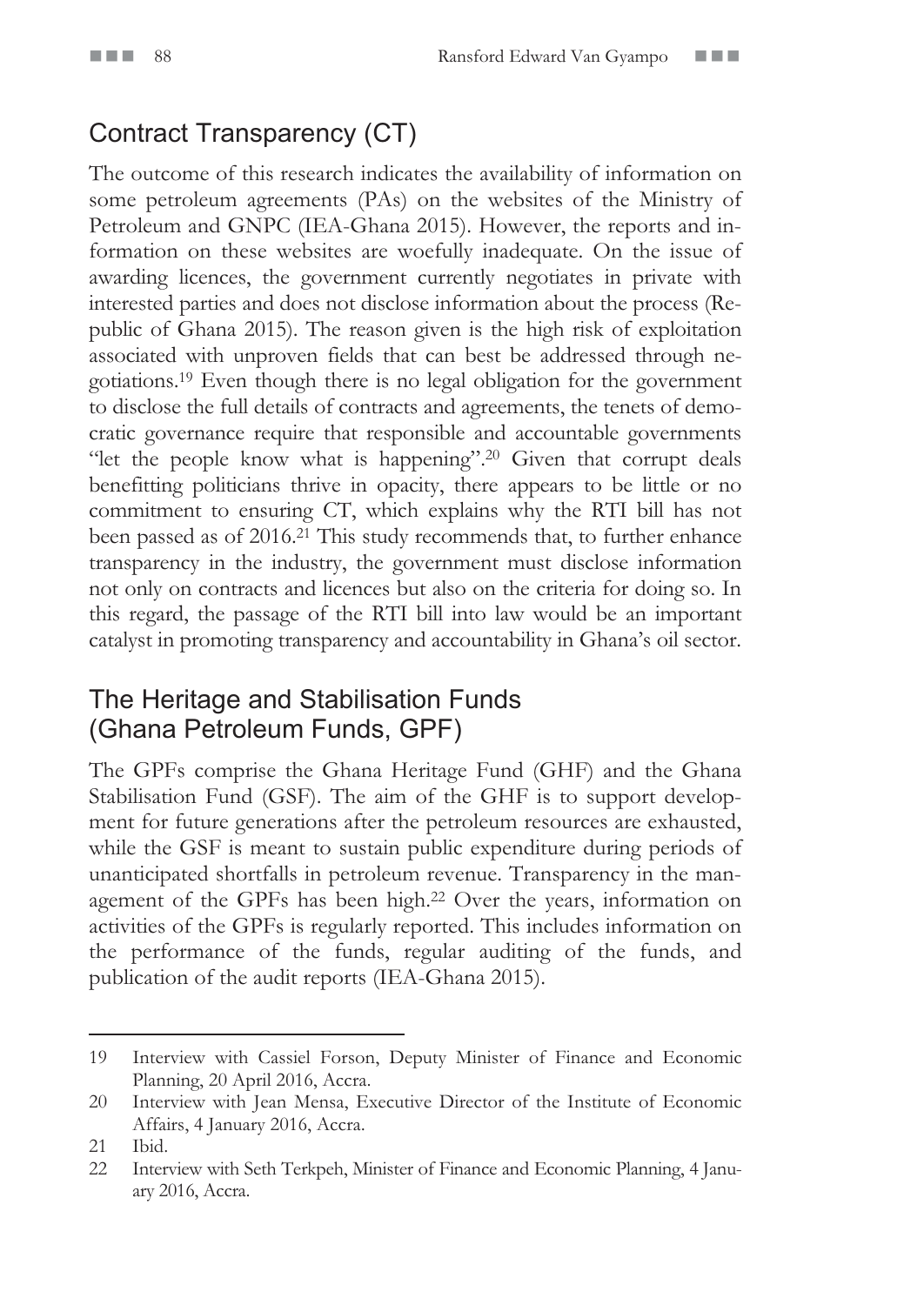## Contract Transparency (CT)

The outcome of this research indicates the availability of information on some petroleum agreements (PAs) on the websites of the Ministry of Petroleum and GNPC (IEA-Ghana 2015). However, the reports and information on these websites are woefully inadequate. On the issue of awarding licences, the government currently negotiates in private with interested parties and does not disclose information about the process (Republic of Ghana 2015). The reason given is the high risk of exploitation associated with unproven fields that can best be addressed through negotiations.[19] Even though there is no legal obligation for the government to disclose the full details of contracts and agreements, the tenets of democratic governance require that responsible and accountable governments "let the people know what is happening".[20] Given that corrupt deals benefitting politicians thrive in opacity, there appears to be little or no commitment to ensuring CT, which explains why the RTI bill has not been passed as of 2016.[21] This study recommends that, to further enhance transparency in the industry, the government must disclose information not only on contracts and licences but also on the criteria for doing so. In this regard, the passage of the RTI bill into law would be an important catalyst in promoting transparency and accountability in Ghana's oil sector.

## The Heritage and Stabilisation Funds (Ghana Petroleum Funds, GPF)

The GPFs comprise the Ghana Heritage Fund (GHF) and the Ghana Stabilisation Fund (GSF). The aim of the GHF is to support development for future generations after the petroleum resources are exhausted, while the GSF is meant to sustain public expenditure during periods of unanticipated shortfalls in petroleum revenue. Transparency in the management of the GPFs has been high.[22] Over the years, information on activities of the GPFs is regularly reported. This includes information on the performance of the funds, regular auditing of the funds, and publication of the audit reports (IEA-Ghana 2015).

---

19 Interview with Cassiel Forson, Deputy Minister of Finance and Economic Planning, 20 April 2016, Accra.

20 Interview with Jean Mensa, Executive Director of the Institute of Economic Affairs, 4 January 2016, Accra.

21 Ibid.

22 Interview with Seth Terkpeh, Minister of Finance and Economic Planning, 4 January 2016, Accra.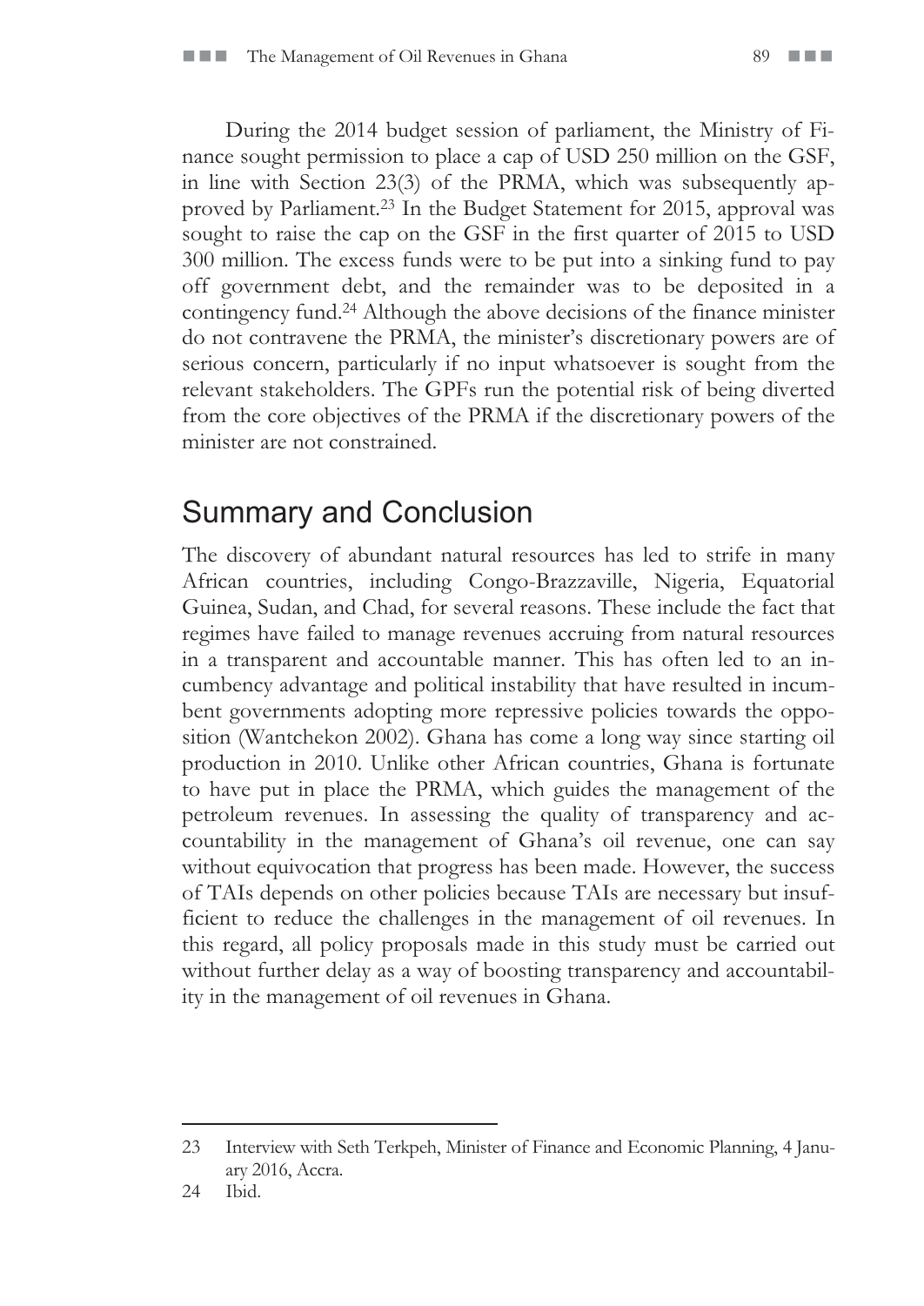During the 2014 budget session of parliament, the Ministry of Finance sought permission to place a cap of USD 250 million on the GSF, in line with Section 23(3) of the PRMA, which was subsequently approved by Parliament.[23] In the Budget Statement for 2015, approval was sought to raise the cap on the GSF in the first quarter of 2015 to USD 300 million. The excess funds were to be put into a sinking fund to pay off government debt, and the remainder was to be deposited in a contingency fund.[24] Although the above decisions of the finance minister do not contravene the PRMA, the minister's discretionary powers are of serious concern, particularly if no input whatsoever is sought from the relevant stakeholders. The GPFs run the potential risk of being diverted from the core objectives of the PRMA if the discretionary powers of the minister are not constrained.

## Summary and Conclusion

The discovery of abundant natural resources has led to strife in many African countries, including Congo-Brazzaville, Nigeria, Equatorial Guinea, Sudan, and Chad, for several reasons. These include the fact that regimes have failed to manage revenues accruing from natural resources in a transparent and accountable manner. This has often led to an incumbency advantage and political instability that have resulted in incumbent governments adopting more repressive policies towards the opposition (Wantchekon 2002). Ghana has come a long way since starting oil production in 2010. Unlike other African countries, Ghana is fortunate to have put in place the PRMA, which guides the management of the petroleum revenues. In assessing the quality of transparency and accountability in the management of Ghana's oil revenue, one can say without equivocation that progress has been made. However, the success of TAIs depends on other policies because TAIs are necessary but insufficient to reduce the challenges in the management of oil revenues. In this regard, all policy proposals made in this study must be carried out without further delay as a way of boosting transparency and accountability in the management of oil revenues in Ghana.

---

23 Interview with Seth Terkpeh, Minister of Finance and Economic Planning, 4 January 2016, Accra.

24 Ibid.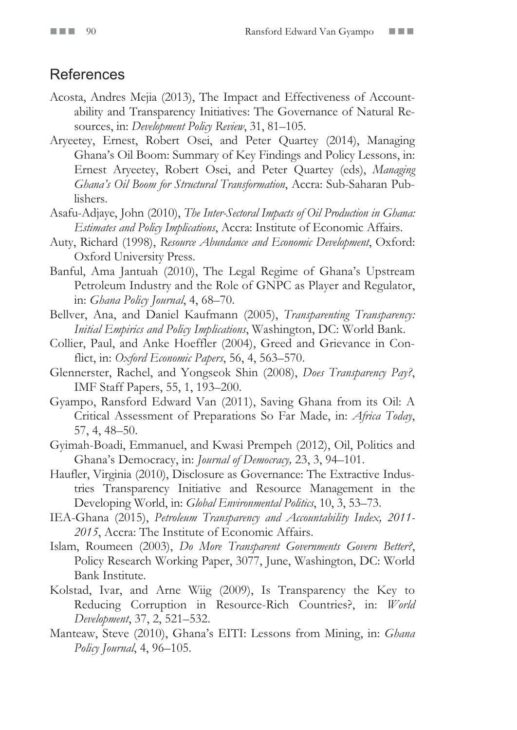## References

Acosta, Andres Mejia (2013), The Impact and Effectiveness of Accountability and Transparency Initiatives: The Governance of Natural Resources, in: *Development Policy Review*, 31, 81–105.

Aryeetey, Ernest, Robert Osei, and Peter Quartey (2014), Managing Ghana's Oil Boom: Summary of Key Findings and Policy Lessons, in: Ernest Aryeetey, Robert Osei, and Peter Quartey (eds), *Managing Ghana's Oil Boom for Structural Transformation*, Accra: Sub-Saharan Publishers.

Asafu-Adjaye, John (2010), *The Inter-Sectoral Impacts of Oil Production in Ghana: Estimates and Policy Implications*, Accra: Institute of Economic Affairs.

Auty, Richard (1998), *Resource Abundance and Economic Development*, Oxford: Oxford University Press.

Banful, Ama Jantuah (2010), The Legal Regime of Ghana's Upstream Petroleum Industry and the Role of GNPC as Player and Regulator, in: *Ghana Policy Journal*, 4, 68–70.

Bellver, Ana, and Daniel Kaufmann (2005), *Transparenting Transparency: Initial Empirics and Policy Implications*, Washington, DC: World Bank.

Collier, Paul, and Anke Hoeffler (2004), Greed and Grievance in Conflict, in: *Oxford Economic Papers*, 56, 4, 563–570.

Glennerster, Rachel, and Yongseok Shin (2008), *Does Transparency Pay?*, IMF Staff Papers, 55, 1, 193–200.

Gyampo, Ransford Edward Van (2011), Saving Ghana from its Oil: A Critical Assessment of Preparations So Far Made, in: *Africa Today*, 57, 4, 48–50.

Gyimah-Boadi, Emmanuel, and Kwasi Prempeh (2012), Oil, Politics and Ghana's Democracy, in: *Journal of Democracy,* 23, 3, 94–101.

Haufler, Virginia (2010), Disclosure as Governance: The Extractive Industries Transparency Initiative and Resource Management in the Developing World, in: *Global Environmental Politics*, 10, 3, 53–73.

IEA-Ghana (2015), *Petroleum Transparency and Accountability Index, 2011-2015*, Accra: The Institute of Economic Affairs.

Islam, Roumeen (2003), *Do More Transparent Governments Govern Better?*, Policy Research Working Paper, 3077, June, Washington, DC: World Bank Institute.

Kolstad, Ivar, and Arne Wiig (2009), Is Transparency the Key to Reducing Corruption in Resource-Rich Countries?, in: *World Development*, 37, 2, 521–532.

Manteaw, Steve (2010), Ghana's EITI: Lessons from Mining, in: *Ghana Policy Journal*, 4, 96–105.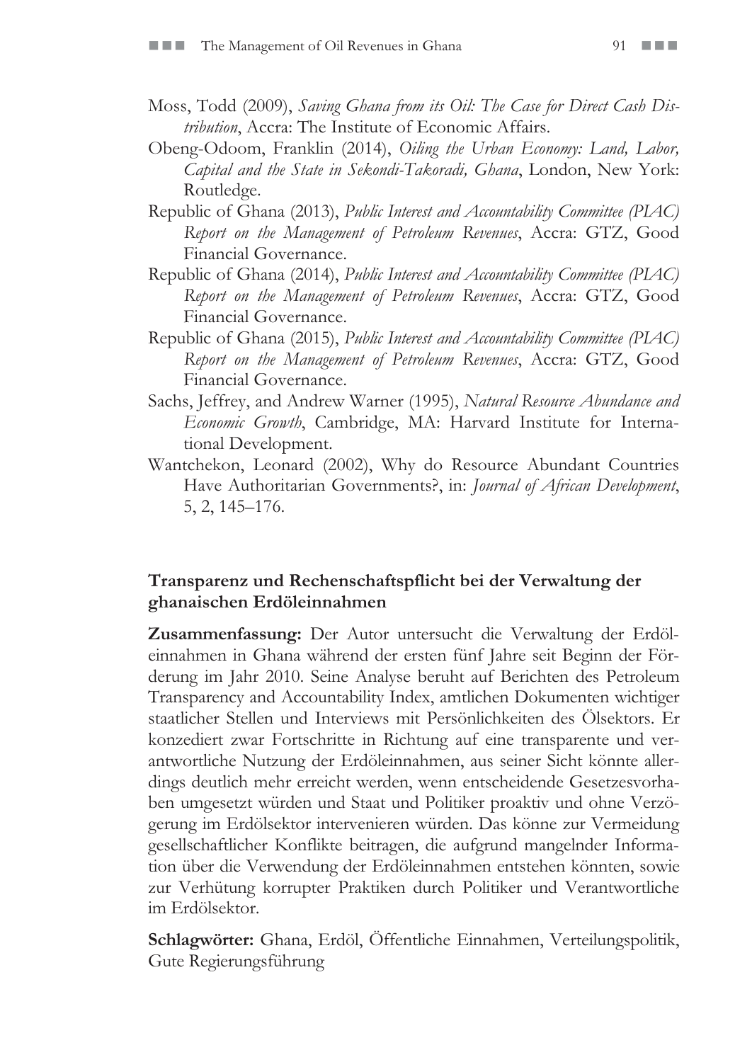Moss, Todd (2009), *Saving Ghana from its Oil: The Case for Direct Cash Distribution*, Accra: The Institute of Economic Affairs.

Obeng-Odoom, Franklin (2014), *Oiling the Urban Economy: Land, Labor, Capital and the State in Sekondi-Takoradi, Ghana*, London, New York: Routledge.

Republic of Ghana (2013), *Public Interest and Accountability Committee (PIAC) Report on the Management of Petroleum Revenues*, Accra: GTZ, Good Financial Governance.

Republic of Ghana (2014), *Public Interest and Accountability Committee (PIAC) Report on the Management of Petroleum Revenues*, Accra: GTZ, Good Financial Governance.

Republic of Ghana (2015), *Public Interest and Accountability Committee (PIAC) Report on the Management of Petroleum Revenues*, Accra: GTZ, Good Financial Governance.

Sachs, Jeffrey, and Andrew Warner (1995), *Natural Resource Abundance and Economic Growth*, Cambridge, MA: Harvard Institute for International Development.

Wantchekon, Leonard (2002), Why do Resource Abundant Countries Have Authoritarian Governments?, in: *Journal of African Development*, 5, 2, 145–176.

## Transparenz und Rechenschaftspflicht bei der Verwaltung der ghanaischen Erdöleinnahmen

**Zusammenfassung:** Der Autor untersucht die Verwaltung der Erdöleinnahmen in Ghana während der ersten fünf Jahre seit Beginn der Förderung im Jahr 2010. Seine Analyse beruht auf Berichten des Petroleum Transparency and Accountability Index, amtlichen Dokumenten wichtiger staatlicher Stellen und Interviews mit Persönlichkeiten des Ölsektors. Er konzediert zwar Fortschritte in Richtung auf eine transparente und verantwortliche Nutzung der Erdöleinnahmen, aus seiner Sicht könnte allerdings deutlich mehr erreicht werden, wenn entscheidende Gesetzesvorhaben umgesetzt würden und Staat und Politiker proaktiv und ohne Verzögerung im Erdölsektor intervenieren würden. Das könne zur Vermeidung gesellschaftlicher Konflikte beitragen, die aufgrund mangelnder Information über die Verwendung der Erdöleinnahmen entstehen könnten, sowie zur Verhütung korrupter Praktiken durch Politiker und Verantwortliche im Erdölsektor.

**Schlagwörter:** Ghana, Erdöl, Öffentliche Einnahmen, Verteilungspolitik, Gute Regierungsführung